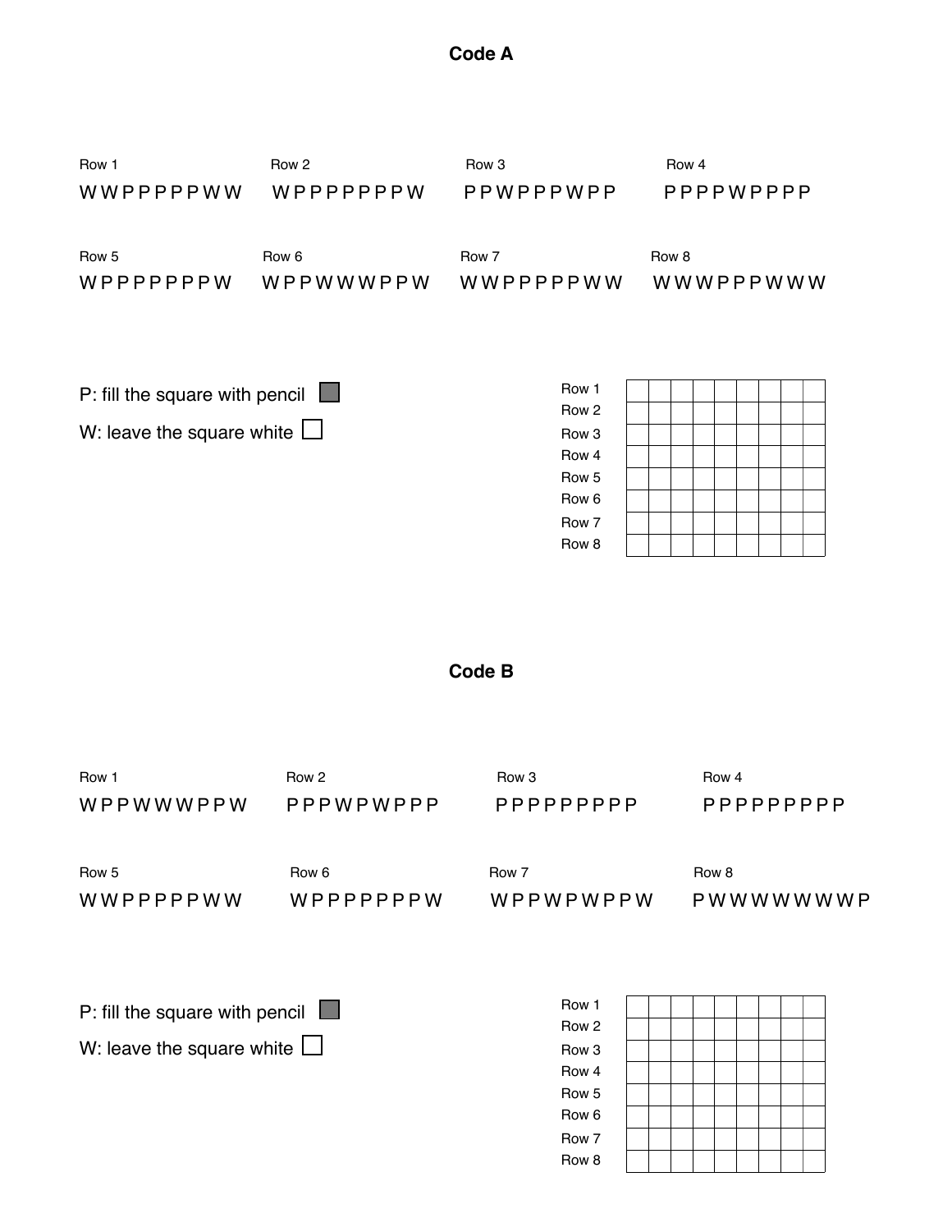## Code A

Row 1
W W P P P P P W W

Row 2
W P P P P P P P W

Row 3
P P W P P P W P P

Row 4
P P P P W P P P P

Row 5
W P P P P P P P W

Row 6
W P P W W W P P W

Row 7
W W P P P P P W W

Row 8
W W W P P P W W W

P: fill the square with pencil

W: leave the square white

| Row | | | | | | | | | |
|---|---|---|---|---|---|---|---|---|---|
| Row 1 | | | | | | | | | |
| Row 2 | | | | | | | | | |
| Row 3 | | | | | | | | | |
| Row 4 | | | | | | | | | |
| Row 5 | | | | | | | | | |
| Row 6 | | | | | | | | | |
| Row 7 | | | | | | | | | |
| Row 8 | | | | | | | | | |

## Code B

Row 1
W P P W W W P P W

Row 2
P P P W P W P P P

Row 3
P P P P P P P P P

Row 4
P P P P P P P P P

Row 5
W W P P P P P W W

Row 6
W P P P P P P P W

Row 7
W P P W P W P P W

Row 8
P W W W W W W W P

P: fill the square with pencil

W: leave the square white

| Row | | | | | | | | | |
|---|---|---|---|---|---|---|---|---|---|
| Row 1 | | | | | | | | | |
| Row 2 | | | | | | | | | |
| Row 3 | | | | | | | | | |
| Row 4 | | | | | | | | | |
| Row 5 | | | | | | | | | |
| Row 6 | | | | | | | | | |
| Row 7 | | | | | | | | | |
| Row 8 | | | | | | | | | |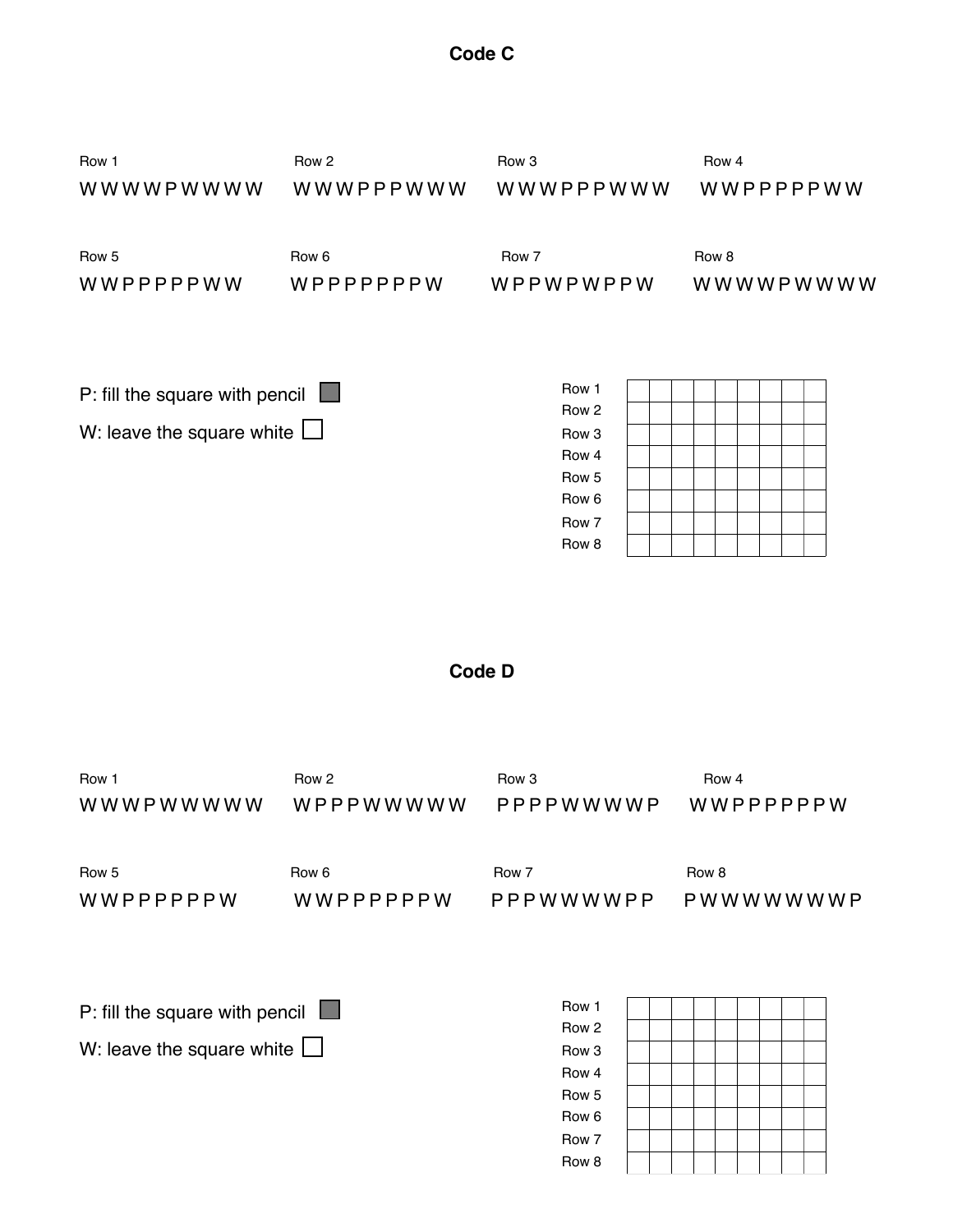## Code C

Row 1
W W W W P W W W W

Row 2
W W W P P P W W W

Row 3
W W W P P P W W W

Row 4
W W P P P P P W W

Row 5
W W P P P P P W W

Row 6
W P P P P P P P W

Row 7
W P P W P W P P W

Row 8
W W W W P W W W W

P: fill the square with pencil

W: leave the square white

| Row 1 | | | | | | | | | |
|---|---|---|---|---|---|---|---|---|---|
| Row 2 | | | | | | | | | |
| Row 3 | | | | | | | | | |
| Row 4 | | | | | | | | | |
| Row 5 | | | | | | | | | |
| Row 6 | | | | | | | | | |
| Row 7 | | | | | | | | | |
| Row 8 | | | | | | | | | |

## Code D

Row 1
W W W P W W W W W

Row 2
W P P P W W W W W

Row 3
P P P P W W W W P

Row 4
W W P P P P P P W

Row 5
W W P P P P P P W

Row 6
W W P P P P P P W

Row 7
P P P W W W W P P

Row 8
P W W W W W W W P

P: fill the square with pencil

W: leave the square white

| Row 1 | | | | | | | | | |
|---|---|---|---|---|---|---|---|---|---|
| Row 2 | | | | | | | | | |
| Row 3 | | | | | | | | | |
| Row 4 | | | | | | | | | |
| Row 5 | | | | | | | | | |
| Row 6 | | | | | | | | | |
| Row 7 | | | | | | | | | |
| Row 8 | | | | | | | | | |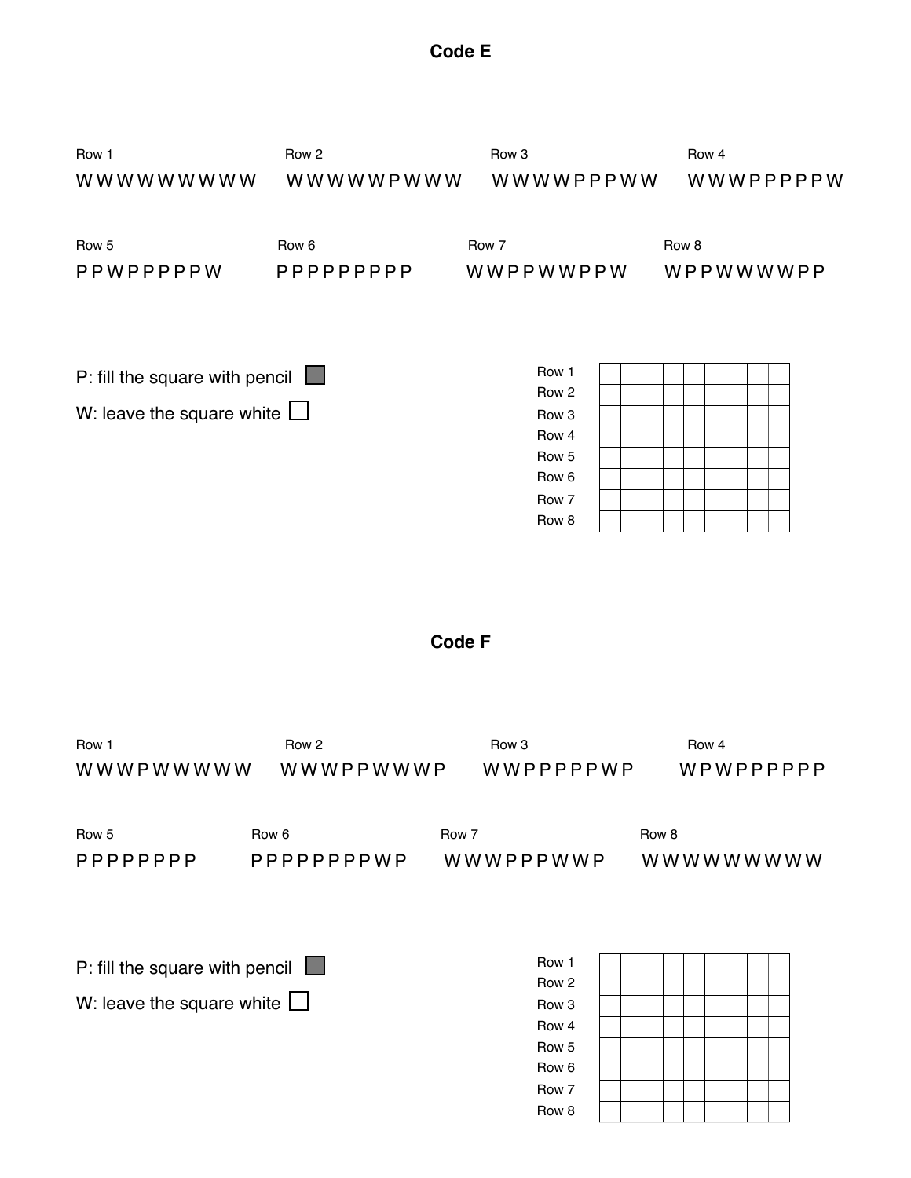## Code E

Row 1
W W W W W W W W W

Row 2
W W W W W P W W W

Row 3
W W W W P P P W W

Row 4
W W W P P P P P W

Row 5
P P W P P P P P W

Row 6
P P P P P P P P P

Row 7
W W P P W W P P W

Row 8
W P P W W W W P P

P: fill the square with pencil

W: leave the square white

| | | | | | | | | | |
|---|---|---|---|---|---|---|---|---|---|
| Row 1 | | | | | | | | | |
| Row 2 | | | | | | | | | |
| Row 3 | | | | | | | | | |
| Row 4 | | | | | | | | | |
| Row 5 | | | | | | | | | |
| Row 6 | | | | | | | | | |
| Row 7 | | | | | | | | | |
| Row 8 | | | | | | | | | |

## Code F

Row 1
W W W P W W W W W

Row 2
W W W P P W W W P

Row 3
W W P P P P P W P

Row 4
W P W P P P P P P

Row 5
P P P P P P P P

Row 6
P P P P P P P W P

Row 7
W W W P P P W W P

Row 8
W W W W W W W W W

P: fill the square with pencil

W: leave the square white

| | | | | | | | | | |
|---|---|---|---|---|---|---|---|---|---|
| Row 1 | | | | | | | | | |
| Row 2 | | | | | | | | | |
| Row 3 | | | | | | | | | |
| Row 4 | | | | | | | | | |
| Row 5 | | | | | | | | | |
| Row 6 | | | | | | | | | |
| Row 7 | | | | | | | | | |
| Row 8 | | | | | | | | | |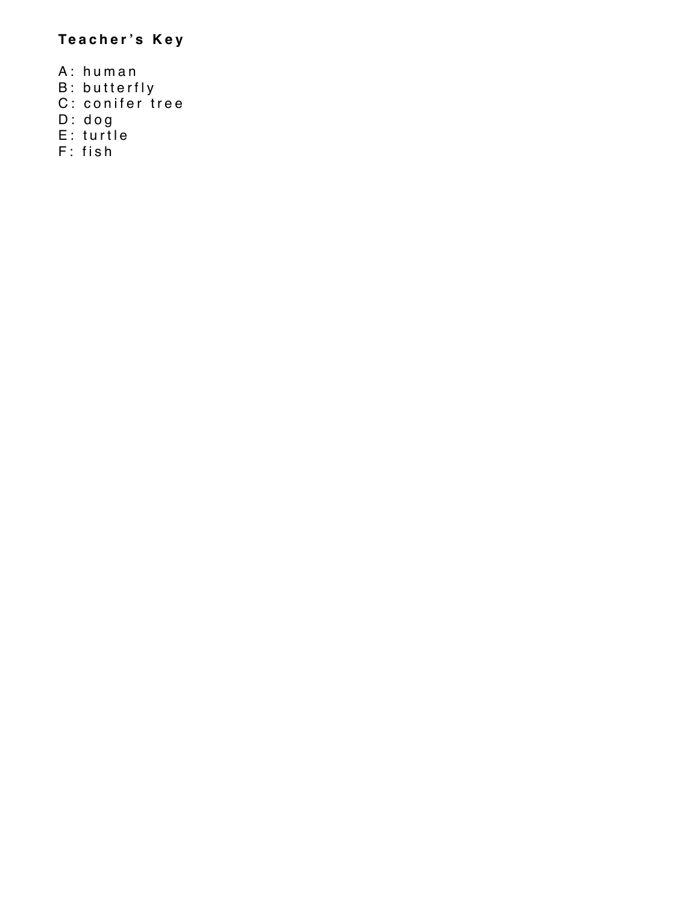**Teacher's Key**

A: human
B: butterfly
C: conifer tree
D: dog
E: turtle
F: fish